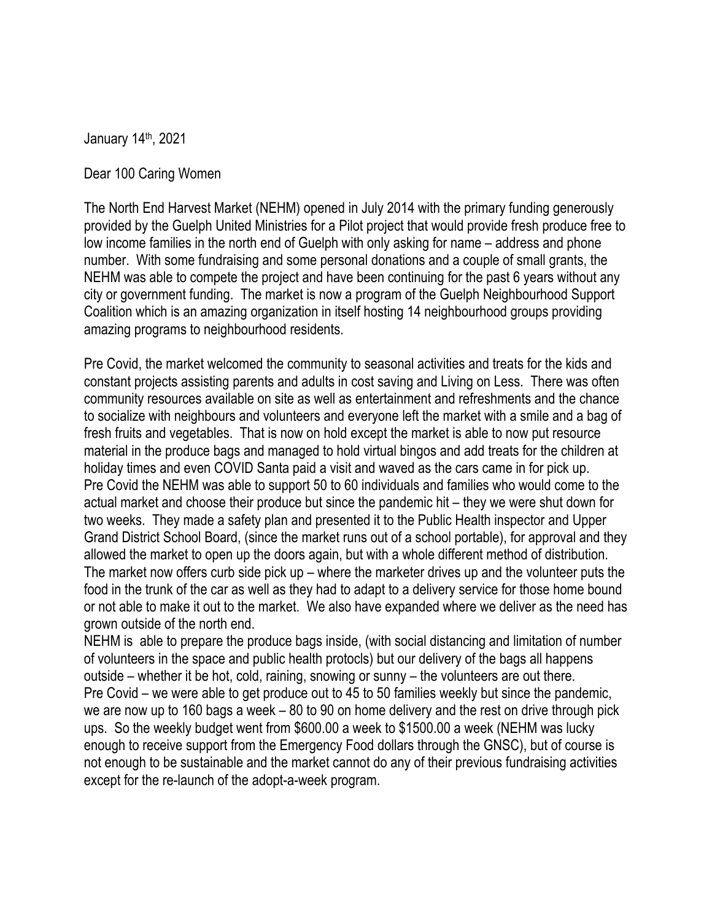January 14th, 2021

Dear 100 Caring Women

The North End Harvest Market (NEHM) opened in July 2014 with the primary funding generously provided by the Guelph United Ministries for a Pilot project that would provide fresh produce free to low income families in the north end of Guelph with only asking for name – address and phone number. With some fundraising and some personal donations and a couple of small grants, the NEHM was able to compete the project and have been continuing for the past 6 years without any city or government funding. The market is now a program of the Guelph Neighbourhood Support Coalition which is an amazing organization in itself hosting 14 neighbourhood groups providing amazing programs to neighbourhood residents.

Pre Covid, the market welcomed the community to seasonal activities and treats for the kids and constant projects assisting parents and adults in cost saving and Living on Less. There was often community resources available on site as well as entertainment and refreshments and the chance to socialize with neighbours and volunteers and everyone left the market with a smile and a bag of fresh fruits and vegetables. That is now on hold except the market is able to now put resource material in the produce bags and managed to hold virtual bingos and add treats for the children at holiday times and even COVID Santa paid a visit and waved as the cars came in for pick up.
Pre Covid the NEHM was able to support 50 to 60 individuals and families who would come to the actual market and choose their produce but since the pandemic hit – they we were shut down for two weeks. They made a safety plan and presented it to the Public Health inspector and Upper Grand District School Board, (since the market runs out of a school portable), for approval and they allowed the market to open up the doors again, but with a whole different method of distribution. The market now offers curb side pick up – where the marketer drives up and the volunteer puts the food in the trunk of the car as well as they had to adapt to a delivery service for those home bound or not able to make it out to the market. We also have expanded where we deliver as the need has grown outside of the north end.
NEHM is able to prepare the produce bags inside, (with social distancing and limitation of number of volunteers in the space and public health protocls) but our delivery of the bags all happens outside – whether it be hot, cold, raining, snowing or sunny – the volunteers are out there.
Pre Covid – we were able to get produce out to 45 to 50 families weekly but since the pandemic, we are now up to 160 bags a week – 80 to 90 on home delivery and the rest on drive through pick ups. So the weekly budget went from $600.00 a week to $1500.00 a week (NEHM was lucky enough to receive support from the Emergency Food dollars through the GNSC), but of course is not enough to be sustainable and the market cannot do any of their previous fundraising activities except for the re-launch of the adopt-a-week program.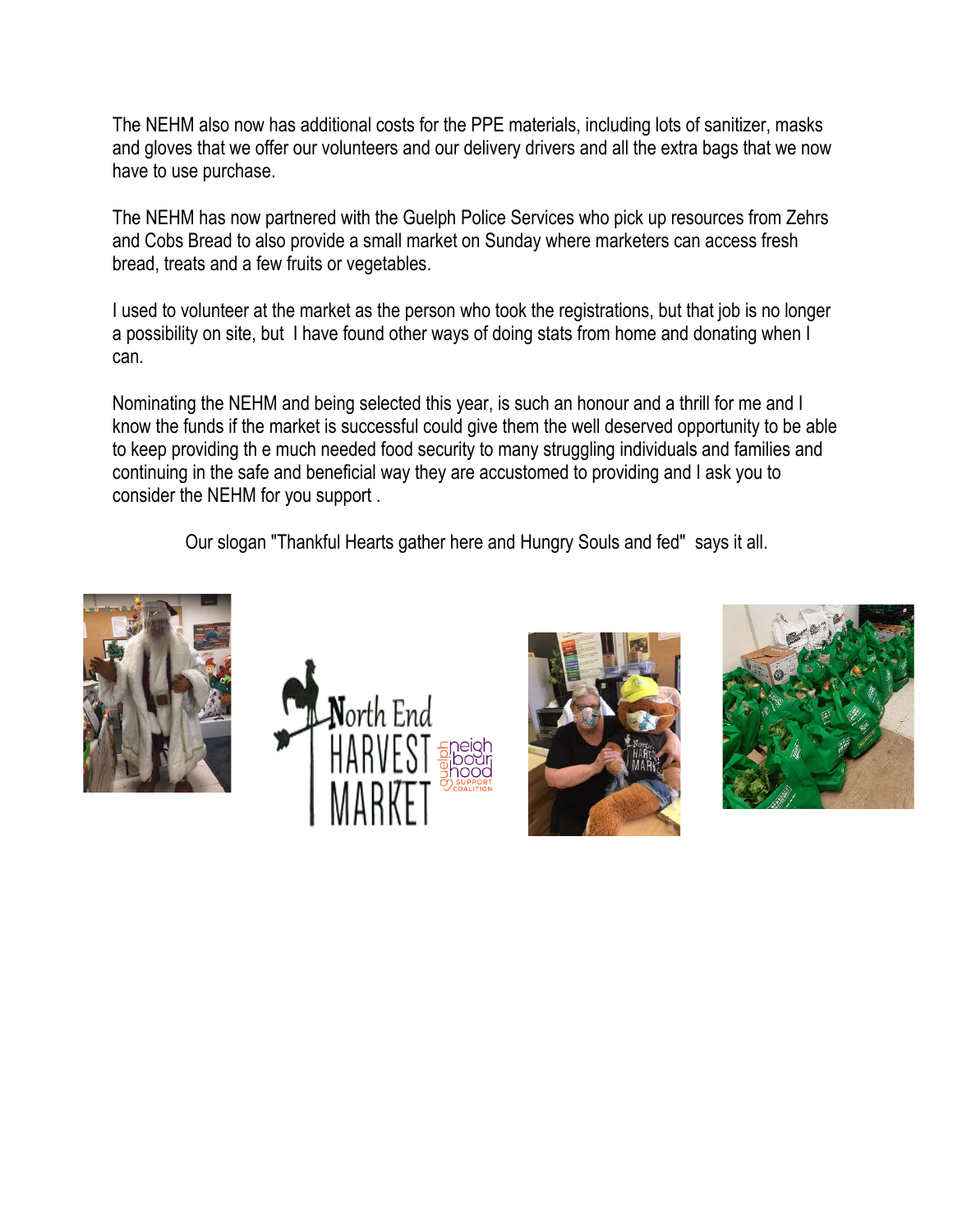The NEHM also now has additional costs for the PPE materials, including lots of sanitizer, masks and gloves that we offer our volunteers and our delivery drivers and all the extra bags that we now have to use purchase.

The NEHM has now partnered with the Guelph Police Services who pick up resources from Zehrs and Cobs Bread to also provide a small market on Sunday where marketers can access fresh bread, treats and a few fruits or vegetables.

I used to volunteer at the market as the person who took the registrations, but that job is no longer a possibility on site, but  I have found other ways of doing stats from home and donating when I can.

Nominating the NEHM and being selected this year, is such an honour and a thrill for me and I know the funds if the market is successful could give them the well deserved opportunity to be able to keep providing th e much needed food security to many struggling individuals and families and continuing in the safe and beneficial way they are accustomed to providing and I ask you to consider the NEHM for you support .

Our slogan "Thankful Hearts gather here and Hungry Souls and fed"  says it all.

North End HARVEST MARKET

guelph neighbourhood SUPPORT COALITION